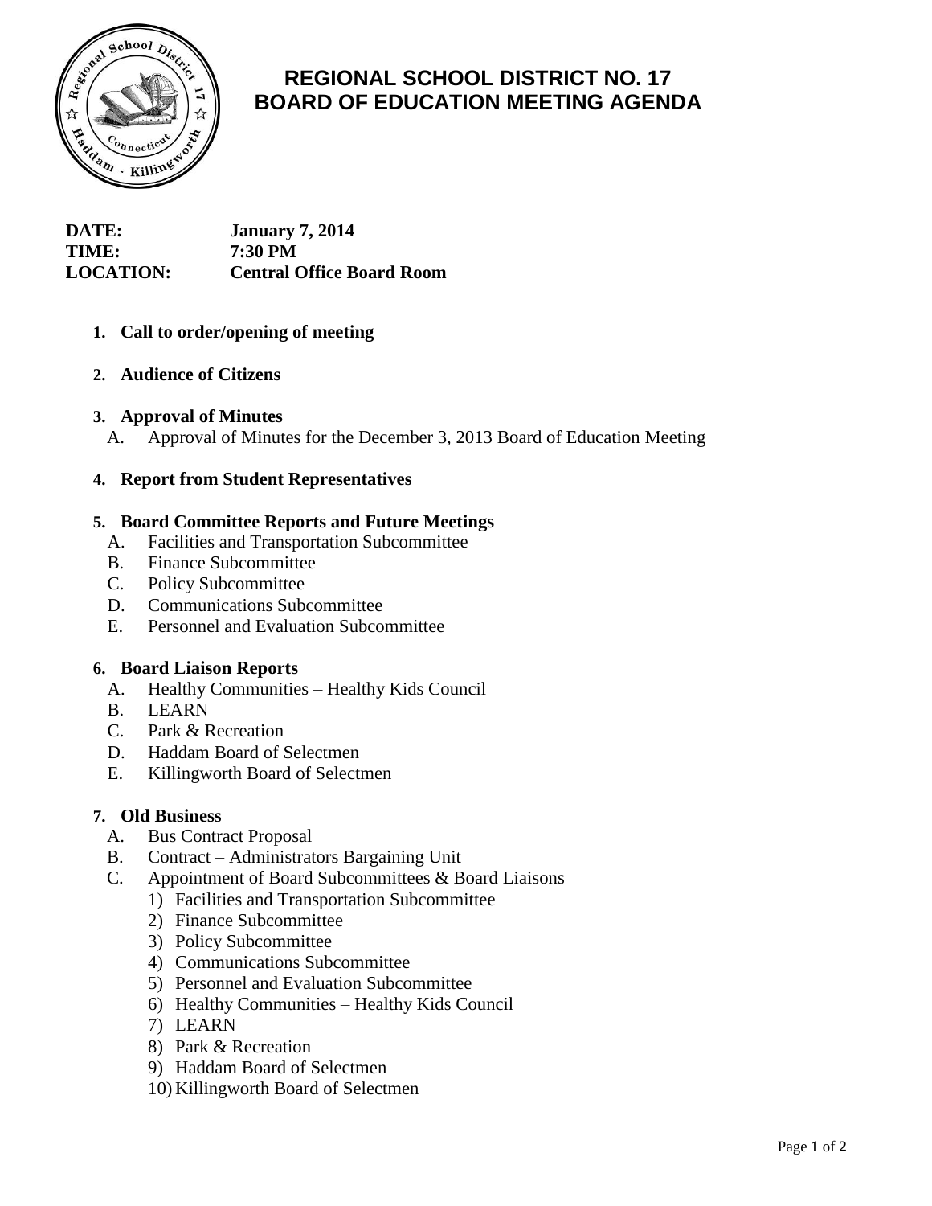# REGIONAL SCHOOL DISTRICT NO. 17
# BOARD OF EDUCATION MEETING AGENDA

**DATE:** **January 7, 2014**
**TIME:** **7:30 PM**
**LOCATION:** **Central Office Board Room**

1. **Call to order/opening of meeting**

2. **Audience of Citizens**

3. **Approval of Minutes**
   A. Approval of Minutes for the December 3, 2013 Board of Education Meeting

4. **Report from Student Representatives**

5. **Board Committee Reports and Future Meetings**
   A. Facilities and Transportation Subcommittee
   B. Finance Subcommittee
   C. Policy Subcommittee
   D. Communications Subcommittee
   E. Personnel and Evaluation Subcommittee

6. **Board Liaison Reports**
   A. Healthy Communities – Healthy Kids Council
   B. LEARN
   C. Park & Recreation
   D. Haddam Board of Selectmen
   E. Killingworth Board of Selectmen

7. **Old Business**
   A. Bus Contract Proposal
   B. Contract – Administrators Bargaining Unit
   C. Appointment of Board Subcommittees & Board Liaisons
      1) Facilities and Transportation Subcommittee
      2) Finance Subcommittee
      3) Policy Subcommittee
      4) Communications Subcommittee
      5) Personnel and Evaluation Subcommittee
      6) Healthy Communities – Healthy Kids Council
      7) LEARN
      8) Park & Recreation
      9) Haddam Board of Selectmen
      10) Killingworth Board of Selectmen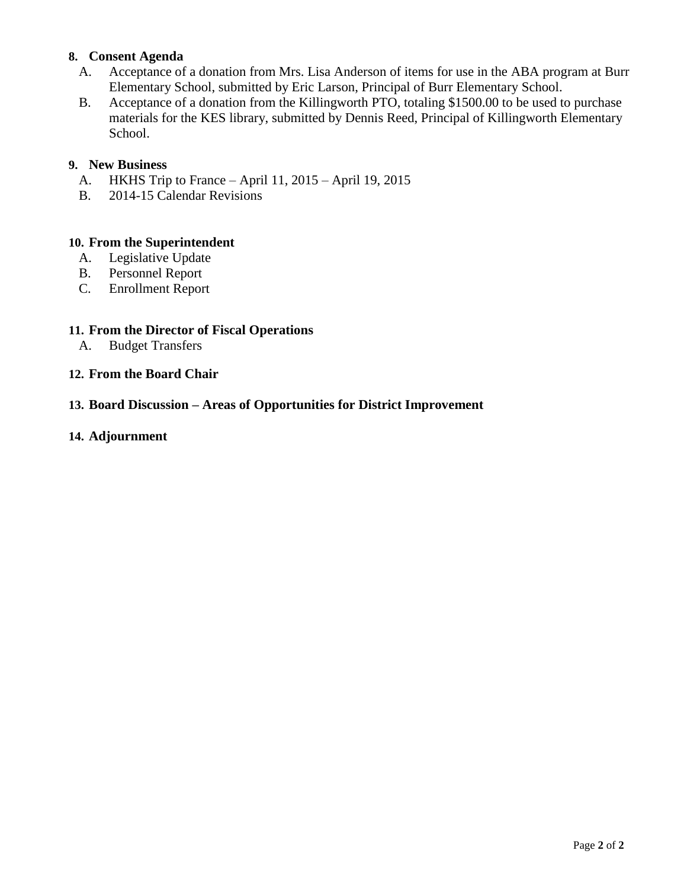**8. Consent Agenda**

A. Acceptance of a donation from Mrs. Lisa Anderson of items for use in the ABA program at Burr Elementary School, submitted by Eric Larson, Principal of Burr Elementary School.

B. Acceptance of a donation from the Killingworth PTO, totaling $1500.00 to be used to purchase materials for the KES library, submitted by Dennis Reed, Principal of Killingworth Elementary School.

**9. New Business**

A. HKHS Trip to France – April 11, 2015 – April 19, 2015

B. 2014-15 Calendar Revisions

**10. From the Superintendent**

A. Legislative Update

B. Personnel Report

C. Enrollment Report

**11. From the Director of Fiscal Operations**

A. Budget Transfers

**12. From the Board Chair**

**13. Board Discussion – Areas of Opportunities for District Improvement**

**14. Adjournment**